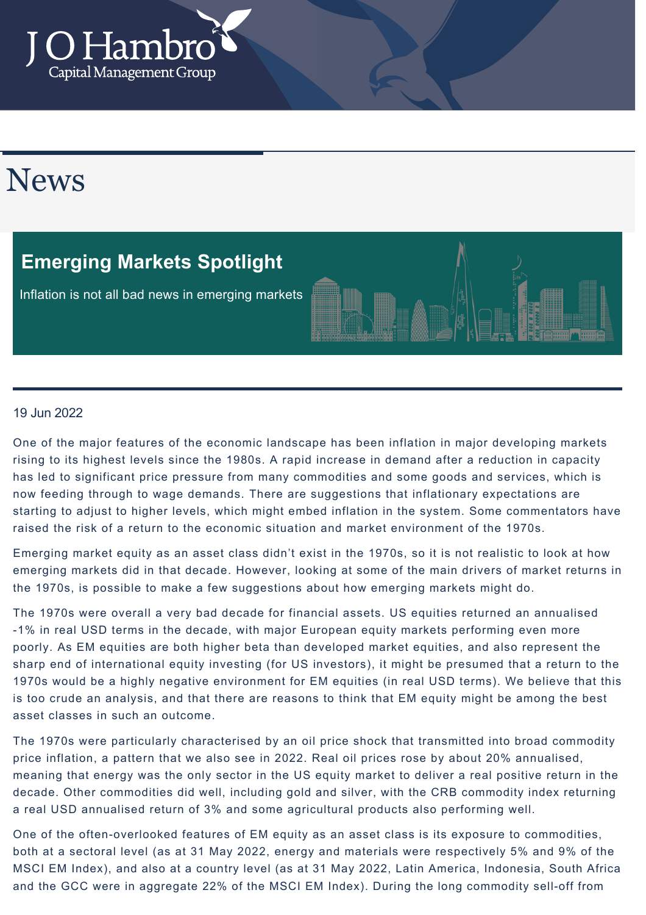# News

## Emerging Markets Spotlight

Inflation is not all bad news in emerging markets

19 Jun 2022

One of the major features of the economic landscape has been inflation in major developing markets rising to its highest levels since the 1980s. A rapid increase in demand after a reduction in capacity has led to significant price pressure from many commodities and some goods and services, which is now feeding through to wage demands. There are suggestions that inflationary expectations are starting to adjust to higher levels, which might embed inflation in the system. Some commentators have raised the risk of a return to the economic situation and market environment of the 1970s.

Emerging market equity as an asset class didn't exist in the 1970s, so it is not realistic to look at how emerging markets did in that decade. However, looking at some of the main drivers of market returns in the 1970s, is possible to make a few suggestions about how emerging markets might do.

The 1970s were overall a very bad decade for financial assets. US equities returned an annualised -1% in real USD terms in the decade, with major European equity markets performing even more poorly. As EM equities are both higher beta than developed market equities, and also represent the sharp end of international equity investing (for US investors), it might be presumed that a return to the 1970s would be a highly negative environment for EM equities (in real USD terms). We believe that this is too crude an analysis, and that there are reasons to think that EM equity might be among the best asset classes in such an outcome.

The 1970s were particularly characterised by an oil price shock that transmitted into broad commodity price inflation, a pattern that we also see in 2022. Real oil prices rose by about 20% annualised, meaning that energy was the only sector in the US equity market to deliver a real positive return in the decade. Other commodities did well, including gold and silver, with the CRB commodity index returning a real USD annualised return of 3% and some agricultural products also performing well.

One of the often-overlooked features of EM equity as an asset class is its exposure to commodities, both at a sectoral level (as at 31 May 2022, energy and materials were respectively 5% and 9% of the MSCI EM Index), and also at a country level (as at 31 May 2022, Latin America, Indonesia, South Africa and the GCC were in aggregate 22% of the MSCI EM Index). During the long commodity sell-off from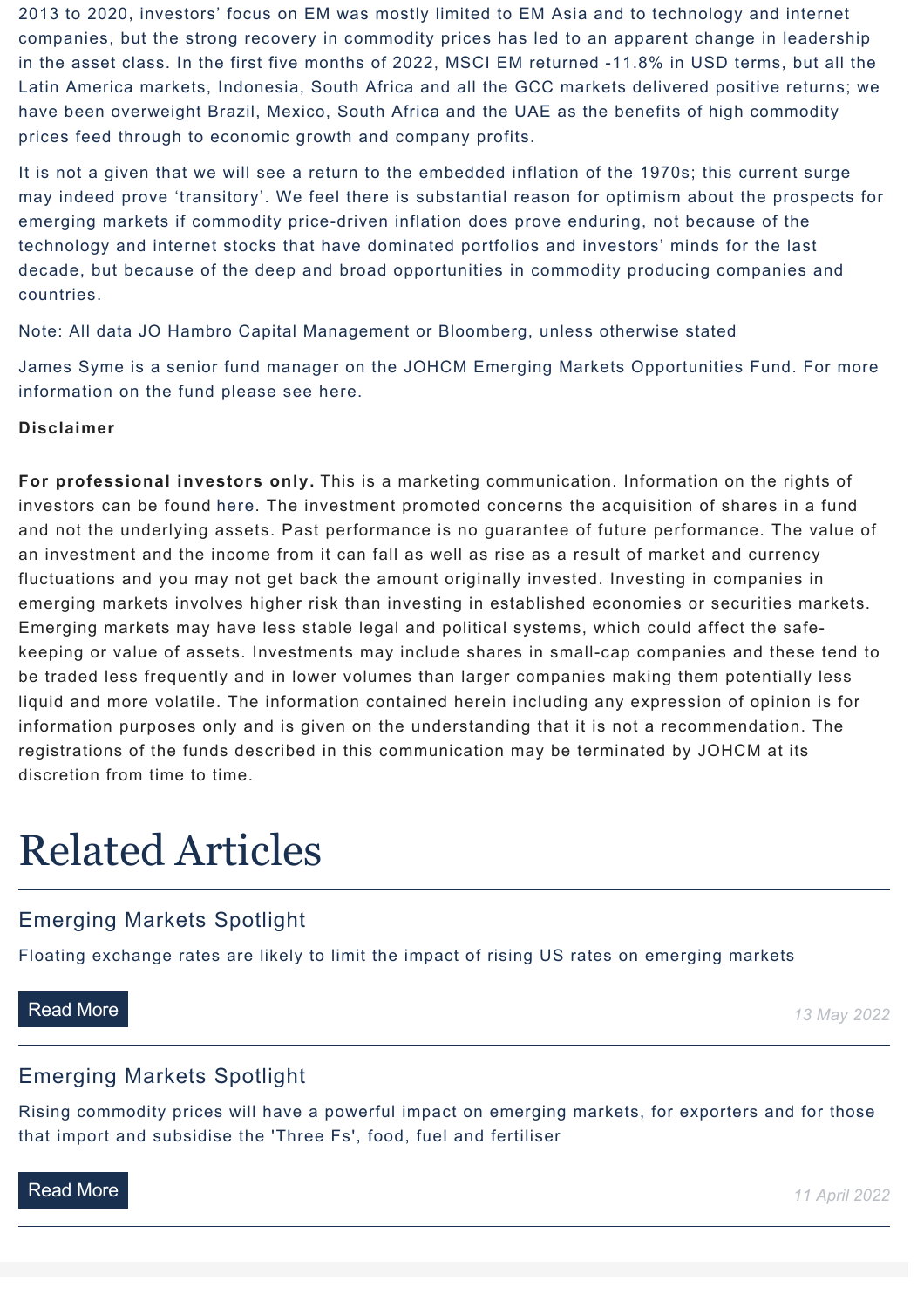2013 to 2020, investors' focus on EM was mostly limited to EM Asia and to technology and internet companies, but the strong recovery in commodity prices has led to an apparent change in leadership in the asset class. In the first five months of 2022, MSCI EM returned -11.8% in USD terms, but all the Latin America markets, Indonesia, South Africa and all the GCC markets delivered positive returns; we have been overweight Brazil, Mexico, South Africa and the UAE as the benefits of high commodity prices feed through to economic growth and company profits.

It is not a given that we will see a return to the embedded inflation of the 1970s; this current surge may indeed prove 'transitory'. We feel there is substantial reason for optimism about the prospects for emerging markets if commodity price-driven inflation does prove enduring, not because of the technology and internet stocks that have dominated portfolios and investors' minds for the last decade, but because of the deep and broad opportunities in commodity producing companies and countries.

Note: All data JO Hambro Capital Management or Bloomberg, unless otherwise stated

James Syme is a senior fund manager on the JOHCM Emerging Markets Opportunities Fund. For more information on the fund please see here.

**Disclaimer**

**For professional investors only.** This is a marketing communication. Information on the rights of investors can be found here. The investment promoted concerns the acquisition of shares in a fund and not the underlying assets. Past performance is no guarantee of future performance. The value of an investment and the income from it can fall as well as rise as a result of market and currency fluctuations and you may not get back the amount originally invested. Investing in companies in emerging markets involves higher risk than investing in established economies or securities markets. Emerging markets may have less stable legal and political systems, which could affect the safe-keeping or value of assets. Investments may include shares in small-cap companies and these tend to be traded less frequently and in lower volumes than larger companies making them potentially less liquid and more volatile. The information contained herein including any expression of opinion is for information purposes only and is given on the understanding that it is not a recommendation. The registrations of the funds described in this communication may be terminated by JOHCM at its discretion from time to time.

# Related Articles

## Emerging Markets Spotlight

Floating exchange rates are likely to limit the impact of rising US rates on emerging markets

Read More

*13 May 2022*

## Emerging Markets Spotlight

Rising commodity prices will have a powerful impact on emerging markets, for exporters and for those that import and subsidise the 'Three Fs', food, fuel and fertiliser

Read More

*11 April 2022*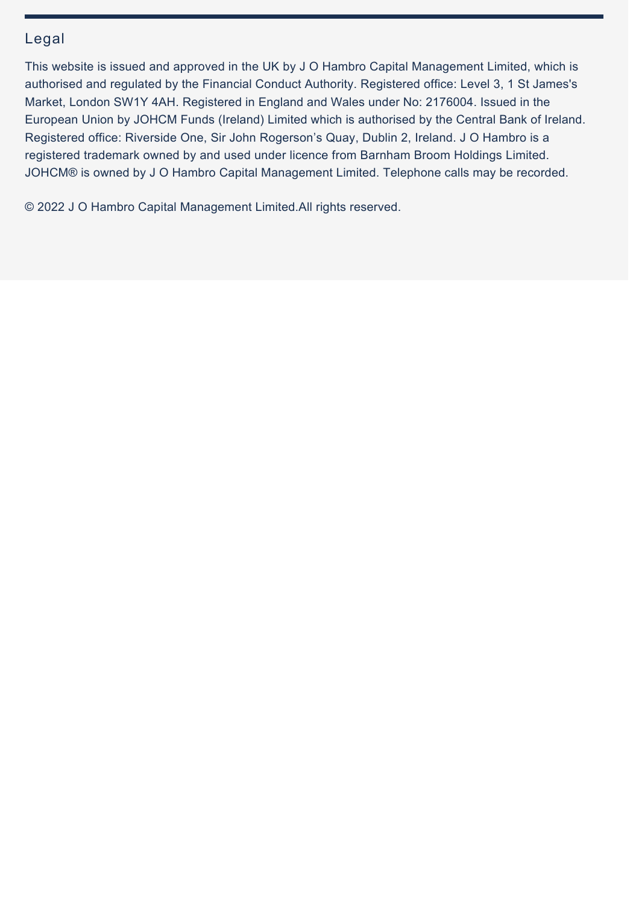## Legal

This website is issued and approved in the UK by J O Hambro Capital Management Limited, which is authorised and regulated by the Financial Conduct Authority. Registered office: Level 3, 1 St James's Market, London SW1Y 4AH. Registered in England and Wales under No: 2176004. Issued in the European Union by JOHCM Funds (Ireland) Limited which is authorised by the Central Bank of Ireland. Registered office: Riverside One, Sir John Rogerson's Quay, Dublin 2, Ireland. J O Hambro is a registered trademark owned by and used under licence from Barnham Broom Holdings Limited. JOHCM® is owned by J O Hambro Capital Management Limited. Telephone calls may be recorded.

© 2022 J O Hambro Capital Management Limited.All rights reserved.